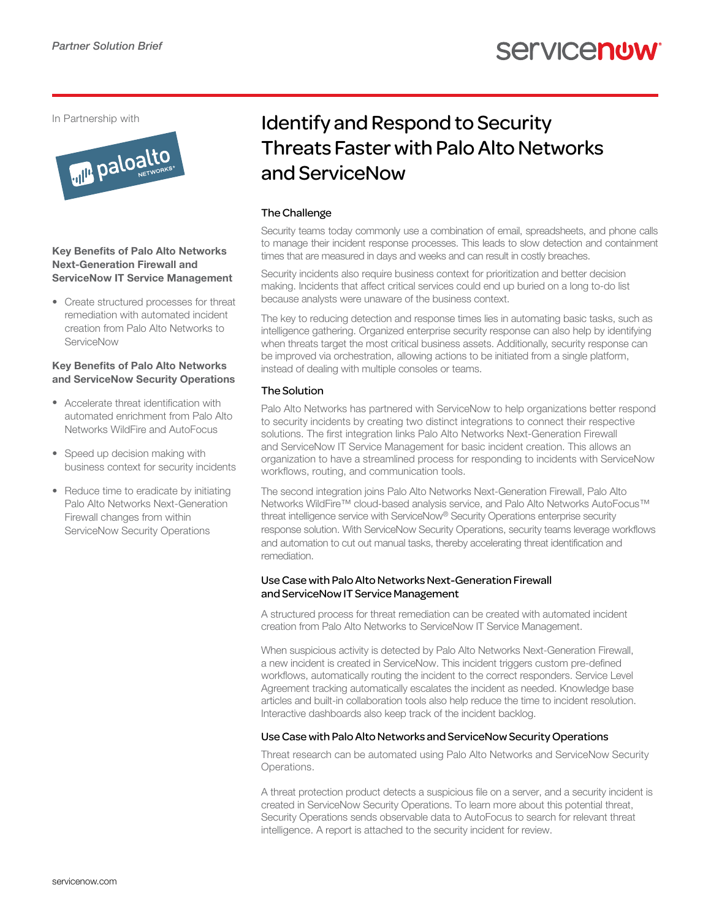*Partner Solution Brief*

In Partnership with

# Identify and Respond to Security Threats Faster with Palo Alto Networks and ServiceNow

**Key Benefits of Palo Alto Networks Next-Generation Firewall and ServiceNow IT Service Management**

- Create structured processes for threat remediation with automated incident creation from Palo Alto Networks to ServiceNow

**Key Benefits of Palo Alto Networks and ServiceNow Security Operations**

- Accelerate threat identification with automated enrichment from Palo Alto Networks WildFire and AutoFocus
- Speed up decision making with business context for security incidents
- Reduce time to eradicate by initiating Palo Alto Networks Next-Generation Firewall changes from within ServiceNow Security Operations

## The Challenge

Security teams today commonly use a combination of email, spreadsheets, and phone calls to manage their incident response processes. This leads to slow detection and containment times that are measured in days and weeks and can result in costly breaches.

Security incidents also require business context for prioritization and better decision making. Incidents that affect critical services could end up buried on a long to-do list because analysts were unaware of the business context.

The key to reducing detection and response times lies in automating basic tasks, such as intelligence gathering. Organized enterprise security response can also help by identifying when threats target the most critical business assets. Additionally, security response can be improved via orchestration, allowing actions to be initiated from a single platform, instead of dealing with multiple consoles or teams.

## The Solution

Palo Alto Networks has partnered with ServiceNow to help organizations better respond to security incidents by creating two distinct integrations to connect their respective solutions. The first integration links Palo Alto Networks Next-Generation Firewall and ServiceNow IT Service Management for basic incident creation. This allows an organization to have a streamlined process for responding to incidents with ServiceNow workflows, routing, and communication tools.

The second integration joins Palo Alto Networks Next-Generation Firewall, Palo Alto Networks WildFire™ cloud-based analysis service, and Palo Alto Networks AutoFocus™ threat intelligence service with ServiceNow® Security Operations enterprise security response solution. With ServiceNow Security Operations, security teams leverage workflows and automation to cut out manual tasks, thereby accelerating threat identification and remediation.

## Use Case with Palo Alto Networks Next-Generation Firewall and ServiceNow IT Service Management

A structured process for threat remediation can be created with automated incident creation from Palo Alto Networks to ServiceNow IT Service Management.

When suspicious activity is detected by Palo Alto Networks Next-Generation Firewall, a new incident is created in ServiceNow. This incident triggers custom pre-defined workflows, automatically routing the incident to the correct responders. Service Level Agreement tracking automatically escalates the incident as needed. Knowledge base articles and built-in collaboration tools also help reduce the time to incident resolution. Interactive dashboards also keep track of the incident backlog.

## Use Case with Palo Alto Networks and ServiceNow Security Operations

Threat research can be automated using Palo Alto Networks and ServiceNow Security Operations.

A threat protection product detects a suspicious file on a server, and a security incident is created in ServiceNow Security Operations. To learn more about this potential threat, Security Operations sends observable data to AutoFocus to search for relevant threat intelligence. A report is attached to the security incident for review.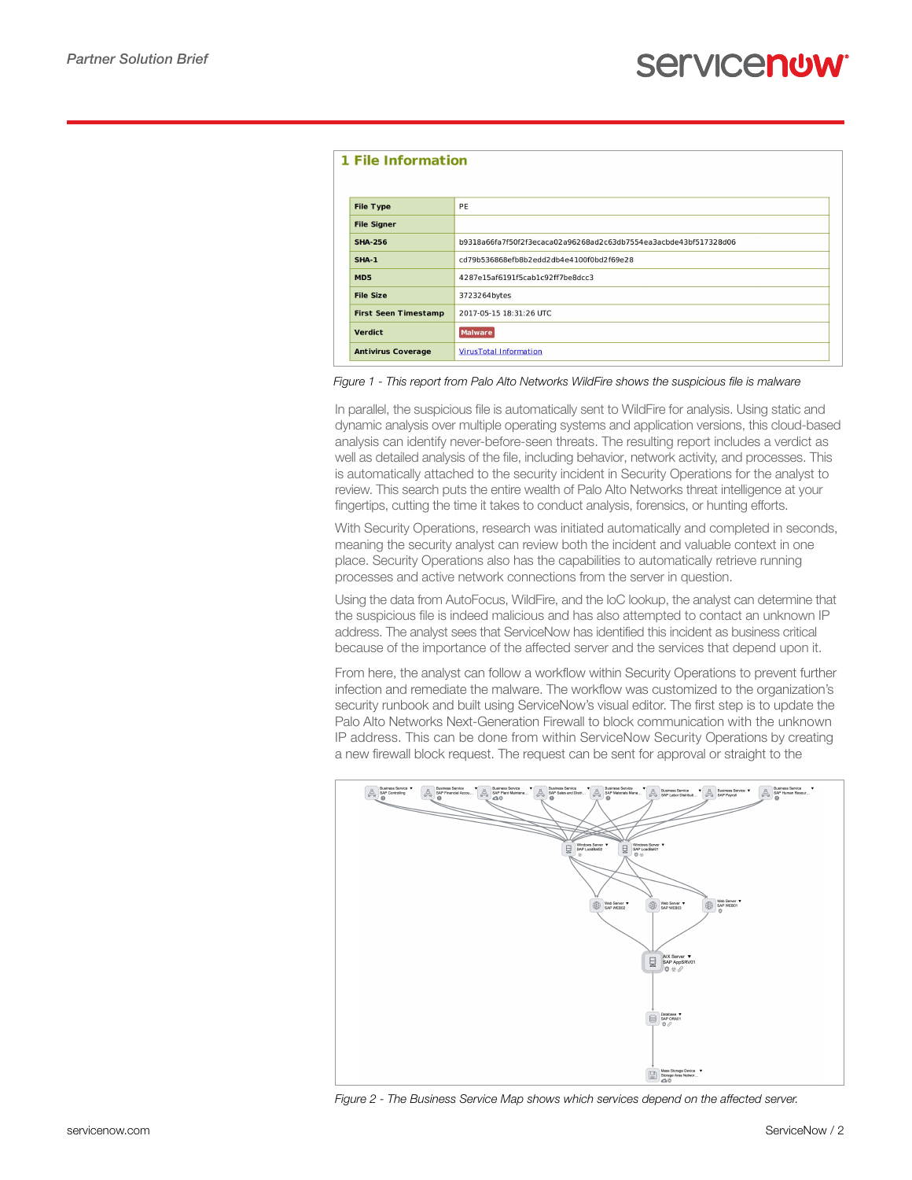## 1 File Information

| File Type | PE |
|---|---|
| File Signer | |
| SHA-256 | b9318a66fa7f50f2f3ecaca02a96268ad2c63db7554ea3acbde43bf517328d06 |
| SHA-1 | cd79b536868efb8b2edd2db4e4100f0bd2f69e28 |
| MD5 | 4287e15af6191f5cab1c92ff7be8dcc3 |
| File Size | 3723264bytes |
| First Seen Timestamp | 2017-05-15 18:31:26 UTC |
| Verdict | Malware |
| Antivirus Coverage | VirusTotal Information |

*Figure 1 - This report from Palo Alto Networks WildFire shows the suspicious file is malware*

In parallel, the suspicious file is automatically sent to WildFire for analysis. Using static and dynamic analysis over multiple operating systems and application versions, this cloud-based analysis can identify never-before-seen threats. The resulting report includes a verdict as well as detailed analysis of the file, including behavior, network activity, and processes. This is automatically attached to the security incident in Security Operations for the analyst to review. This search puts the entire wealth of Palo Alto Networks threat intelligence at your fingertips, cutting the time it takes to conduct analysis, forensics, or hunting efforts.

With Security Operations, research was initiated automatically and completed in seconds, meaning the security analyst can review both the incident and valuable context in one place. Security Operations also has the capabilities to automatically retrieve running processes and active network connections from the server in question.

Using the data from AutoFocus, WildFire, and the IoC lookup, the analyst can determine that the suspicious file is indeed malicious and has also attempted to contact an unknown IP address. The analyst sees that ServiceNow has identified this incident as business critical because of the importance of the affected server and the services that depend upon it.

From here, the analyst can follow a workflow within Security Operations to prevent further infection and remediate the malware. The workflow was customized to the organization's security runbook and built using ServiceNow's visual editor. The first step is to update the Palo Alto Networks Next-Generation Firewall to block communication with the unknown IP address. This can be done from within ServiceNow Security Operations by creating a new firewall block request. The request can be sent for approval or straight to the

*Figure 2 - The Business Service Map shows which services depend on the affected server.*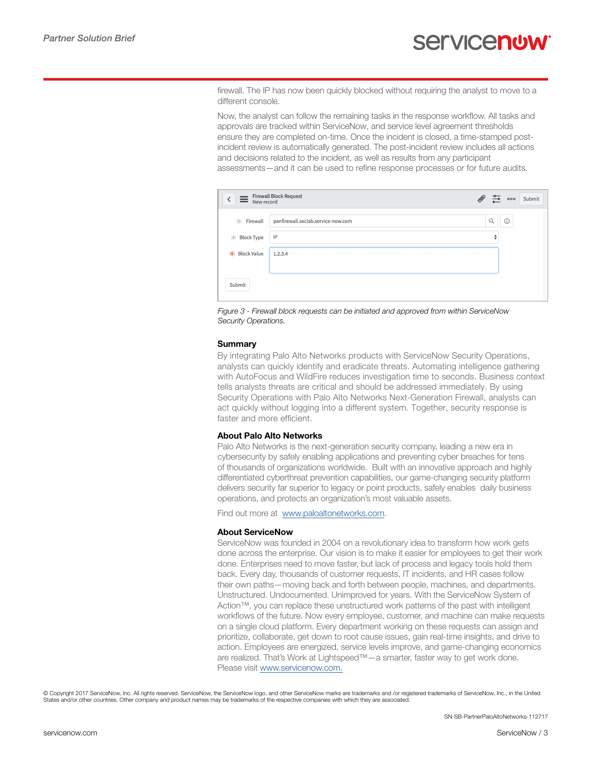firewall. The IP has now been quickly blocked without requiring the analyst to move to a different console.

Now, the analyst can follow the remaining tasks in the response workflow. All tasks and approvals are tracked within ServiceNow, and service level agreement thresholds ensure they are completed on-time. Once the incident is closed, a time-stamped post-incident review is automatically generated. The post-incident review includes all actions and decisions related to the incident, as well as results from any participant assessments—and it can be used to refine response processes or for future audits.

*Figure 3 - Firewall block requests can be initiated and approved from within ServiceNow Security Operations.*

### Summary

By integrating Palo Alto Networks products with ServiceNow Security Operations, analysts can quickly identify and eradicate threats. Automating intelligence gathering with AutoFocus and WildFire reduces investigation time to seconds. Business context tells analysts threats are critical and should be addressed immediately. By using Security Operations with Palo Alto Networks Next-Generation Firewall, analysts can act quickly without logging into a different system. Together, security response is faster and more efficient.

### About Palo Alto Networks

Palo Alto Networks is the next-generation security company, leading a new era in cybersecurity by safely enabling applications and preventing cyber breaches for tens of thousands of organizations worldwide. Built with an innovative approach and highly differentiated cyberthreat prevention capabilities, our game-changing security platform delivers security far superior to legacy or point products, safely enables daily business operations, and protects an organization's most valuable assets.

Find out more at [www.paloaltonetworks.com](http://www.paloaltonetworks.com).

### About ServiceNow

ServiceNow was founded in 2004 on a revolutionary idea to transform how work gets done across the enterprise. Our vision is to make it easier for employees to get their work done. Enterprises need to move faster, but lack of process and legacy tools hold them back. Every day, thousands of customer requests, IT incidents, and HR cases follow their own paths—moving back and forth between people, machines, and departments. Unstructured. Undocumented. Unimproved for years. With the ServiceNow System of Action™, you can replace these unstructured work patterns of the past with intelligent workflows of the future. Now every employee, customer, and machine can make requests on a single cloud platform. Every department working on these requests can assign and prioritize, collaborate, get down to root cause issues, gain real-time insights, and drive to action. Employees are energized, service levels improve, and game-changing economics are realized. That's Work at Lightspeed™—a smarter, faster way to get work done. Please visit [www.servicenow.com.](http://www.servicenow.com)

© Copyright 2017 ServiceNow, Inc. All rights reserved. ServiceNow, the ServiceNow logo, and other ServiceNow marks are trademarks and /or registered trademarks of ServiceNow, Inc., in the United States and/or other countries. Other company and product names may be trademarks of the respective companies with which they are associated.

SN-SB-PartnerPaloAltoNetworks-112717